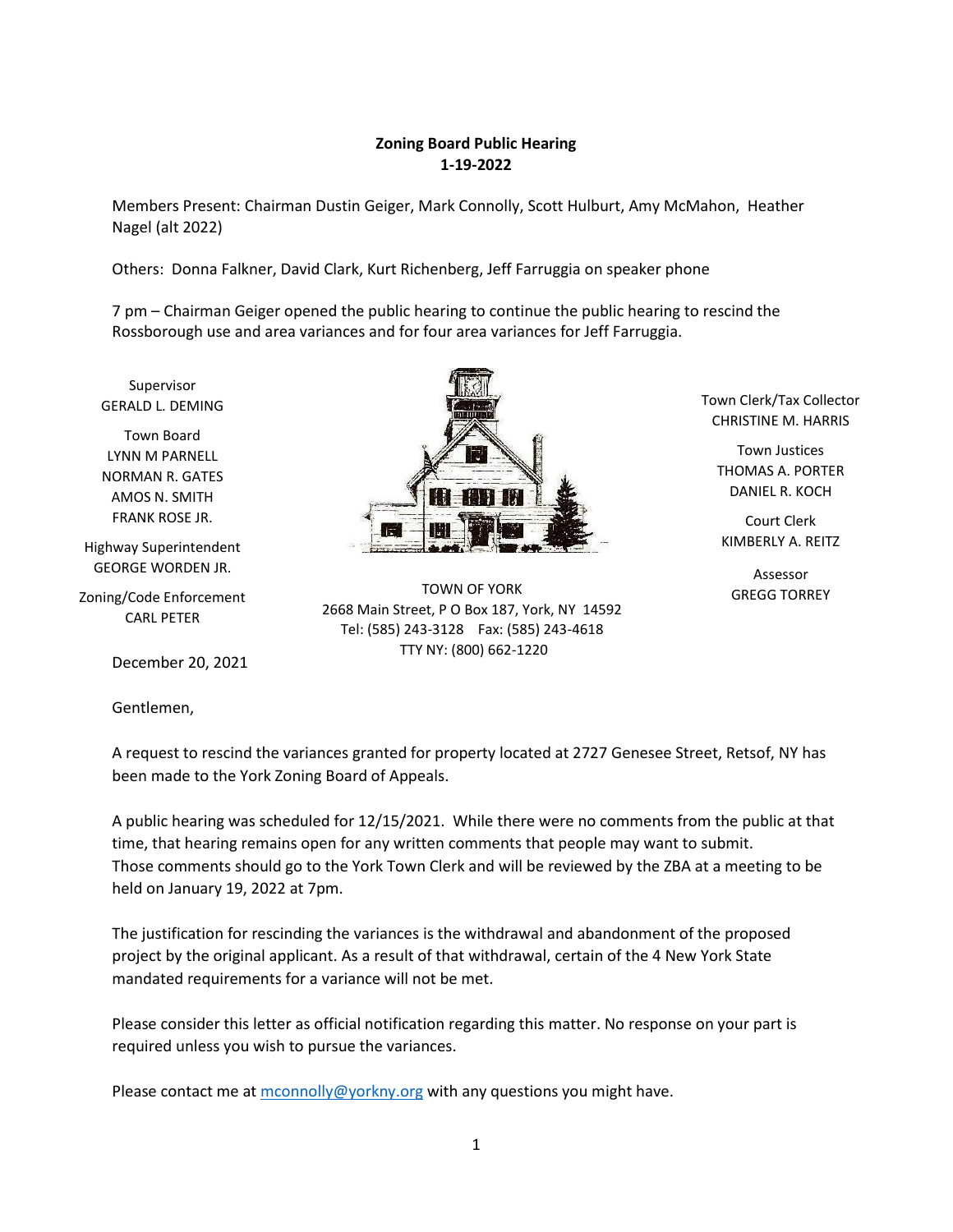**Zoning Board Public Hearing**
**1-19-2022**

Members Present: Chairman Dustin Geiger, Mark Connolly, Scott Hulburt, Amy McMahon, Heather Nagel (alt 2022)

Others: Donna Falkner, David Clark, Kurt Richenberg, Jeff Farruggia on speaker phone

7 pm – Chairman Geiger opened the public hearing to continue the public hearing to rescind the Rossborough use and area variances and for four area variances for Jeff Farruggia.

Supervisor
GERALD L. DEMING

Town Board
LYNN M PARNELL
NORMAN R. GATES
AMOS N. SMITH
FRANK ROSE JR.

Highway Superintendent
GEORGE WORDEN JR.

Zoning/Code Enforcement
CARL PETER

TOWN OF YORK
2668 Main Street, P O Box 187, York, NY 14592
Tel: (585) 243-3128 Fax: (585) 243-4618
TTY NY: (800) 662-1220

Town Clerk/Tax Collector
CHRISTINE M. HARRIS

Town Justices
THOMAS A. PORTER
DANIEL R. KOCH

Court Clerk
KIMBERLY A. REITZ

Assessor
GREGG TORREY

December 20, 2021

Gentlemen,

A request to rescind the variances granted for property located at 2727 Genesee Street, Retsof, NY has been made to the York Zoning Board of Appeals.

A public hearing was scheduled for 12/15/2021. While there were no comments from the public at that time, that hearing remains open for any written comments that people may want to submit. Those comments should go to the York Town Clerk and will be reviewed by the ZBA at a meeting to be held on January 19, 2022 at 7pm.

The justification for rescinding the variances is the withdrawal and abandonment of the proposed project by the original applicant. As a result of that withdrawal, certain of the 4 New York State mandated requirements for a variance will not be met.

Please consider this letter as official notification regarding this matter. No response on your part is required unless you wish to pursue the variances.

Please contact me at mconnolly@yorkny.org with any questions you might have.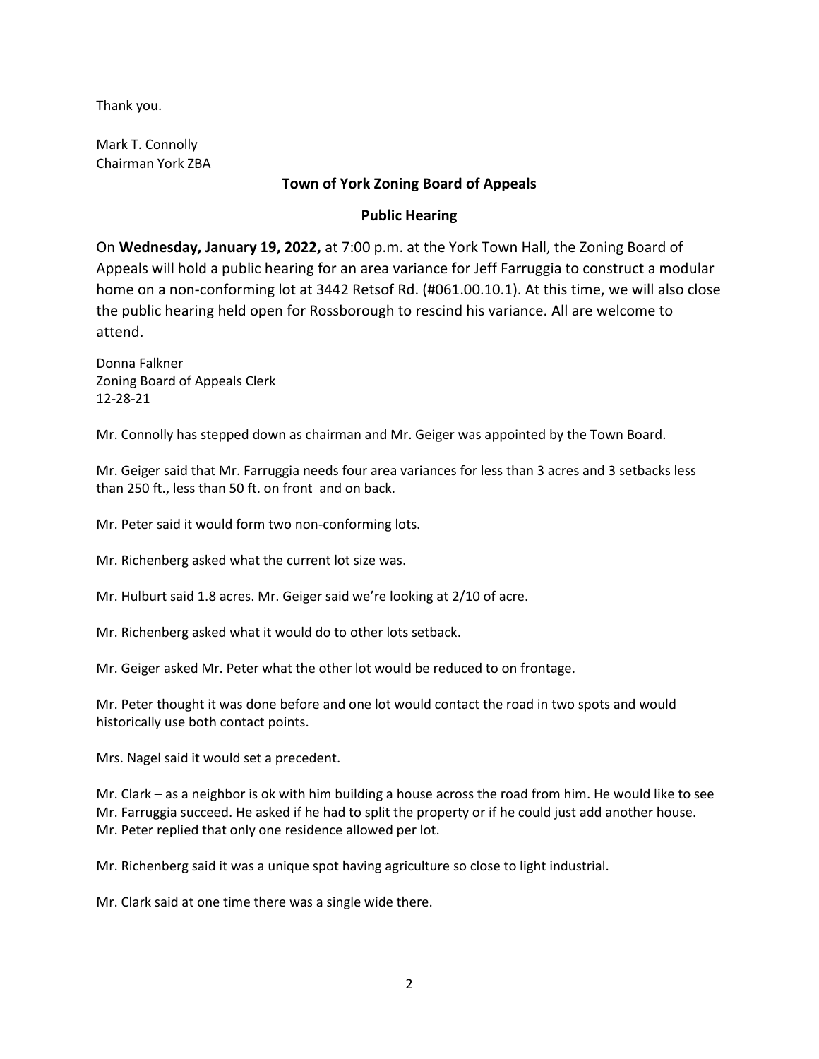Thank you.

Mark T. Connolly
Chairman York ZBA

**Town of York Zoning Board of Appeals**

**Public Hearing**

On **Wednesday, January 19, 2022,** at 7:00 p.m. at the York Town Hall, the Zoning Board of Appeals will hold a public hearing for an area variance for Jeff Farruggia to construct a modular home on a non-conforming lot at 3442 Retsof Rd. (#061.00.10.1). At this time, we will also close the public hearing held open for Rossborough to rescind his variance. All are welcome to attend.

Donna Falkner
Zoning Board of Appeals Clerk
12-28-21

Mr. Connolly has stepped down as chairman and Mr. Geiger was appointed by the Town Board.

Mr. Geiger said that Mr. Farruggia needs four area variances for less than 3 acres and 3 setbacks less than 250 ft., less than 50 ft. on front and on back.

Mr. Peter said it would form two non-conforming lots.

Mr. Richenberg asked what the current lot size was.

Mr. Hulburt said 1.8 acres. Mr. Geiger said we're looking at 2/10 of acre.

Mr. Richenberg asked what it would do to other lots setback.

Mr. Geiger asked Mr. Peter what the other lot would be reduced to on frontage.

Mr. Peter thought it was done before and one lot would contact the road in two spots and would historically use both contact points.

Mrs. Nagel said it would set a precedent.

Mr. Clark – as a neighbor is ok with him building a house across the road from him. He would like to see Mr. Farruggia succeed. He asked if he had to split the property or if he could just add another house. Mr. Peter replied that only one residence allowed per lot.

Mr. Richenberg said it was a unique spot having agriculture so close to light industrial.

Mr. Clark said at one time there was a single wide there.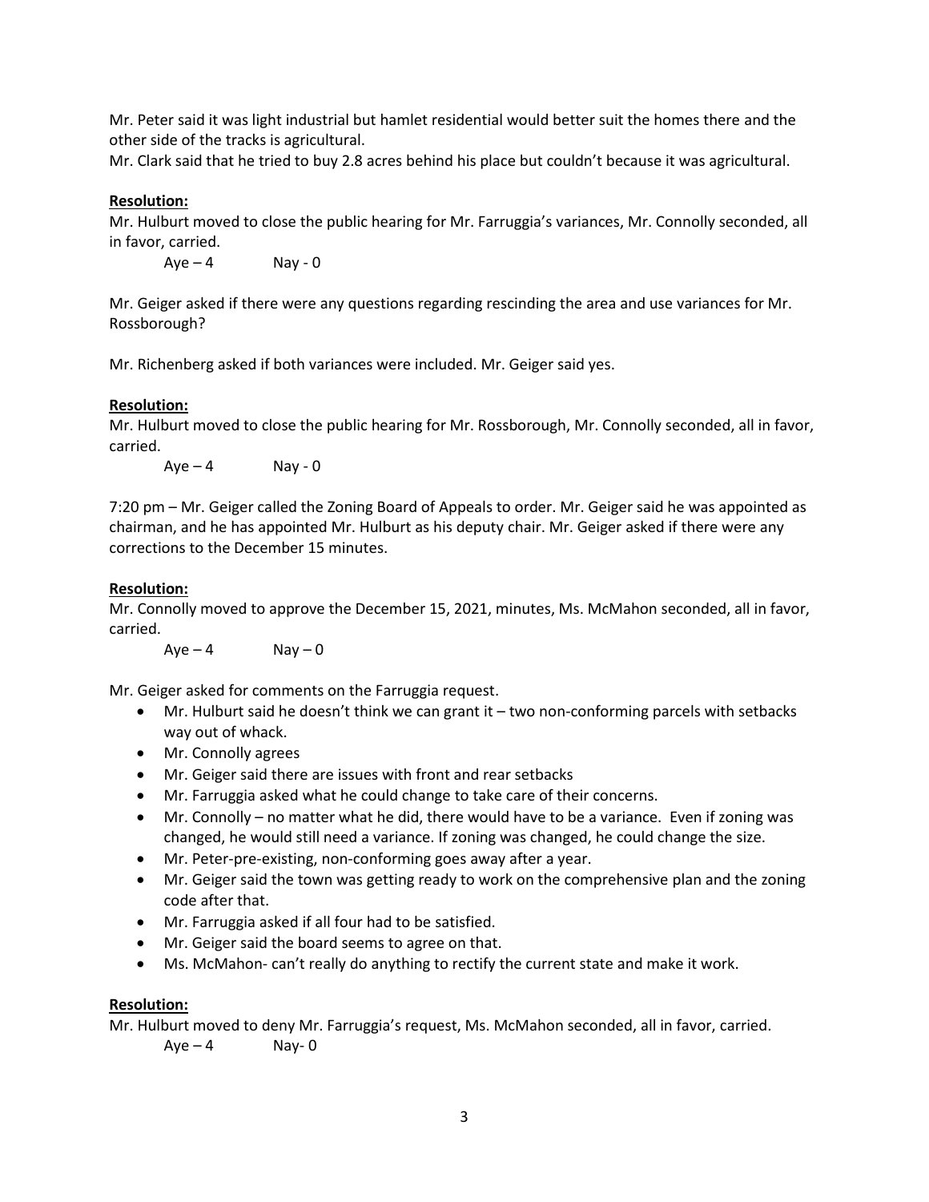Mr. Peter said it was light industrial but hamlet residential would better suit the homes there and the other side of the tracks is agricultural.

Mr. Clark said that he tried to buy 2.8 acres behind his place but couldn't because it was agricultural.

**Resolution:**

Mr. Hulburt moved to close the public hearing for Mr. Farruggia's variances, Mr. Connolly seconded, all in favor, carried.

Aye – 4 Nay - 0

Mr. Geiger asked if there were any questions regarding rescinding the area and use variances for Mr. Rossborough?

Mr. Richenberg asked if both variances were included. Mr. Geiger said yes.

**Resolution:**

Mr. Hulburt moved to close the public hearing for Mr. Rossborough, Mr. Connolly seconded, all in favor, carried.

Aye – 4 Nay - 0

7:20 pm – Mr. Geiger called the Zoning Board of Appeals to order. Mr. Geiger said he was appointed as chairman, and he has appointed Mr. Hulburt as his deputy chair. Mr. Geiger asked if there were any corrections to the December 15 minutes.

**Resolution:**

Mr. Connolly moved to approve the December 15, 2021, minutes, Ms. McMahon seconded, all in favor, carried.

Aye – 4 Nay – 0

Mr. Geiger asked for comments on the Farruggia request.

- Mr. Hulburt said he doesn't think we can grant it – two non-conforming parcels with setbacks way out of whack.
- Mr. Connolly agrees
- Mr. Geiger said there are issues with front and rear setbacks
- Mr. Farruggia asked what he could change to take care of their concerns.
- Mr. Connolly – no matter what he did, there would have to be a variance. Even if zoning was changed, he would still need a variance. If zoning was changed, he could change the size.
- Mr. Peter-pre-existing, non-conforming goes away after a year.
- Mr. Geiger said the town was getting ready to work on the comprehensive plan and the zoning code after that.
- Mr. Farruggia asked if all four had to be satisfied.
- Mr. Geiger said the board seems to agree on that.
- Ms. McMahon- can't really do anything to rectify the current state and make it work.

**Resolution:**

Mr. Hulburt moved to deny Mr. Farruggia's request, Ms. McMahon seconded, all in favor, carried.

Aye – 4 Nay- 0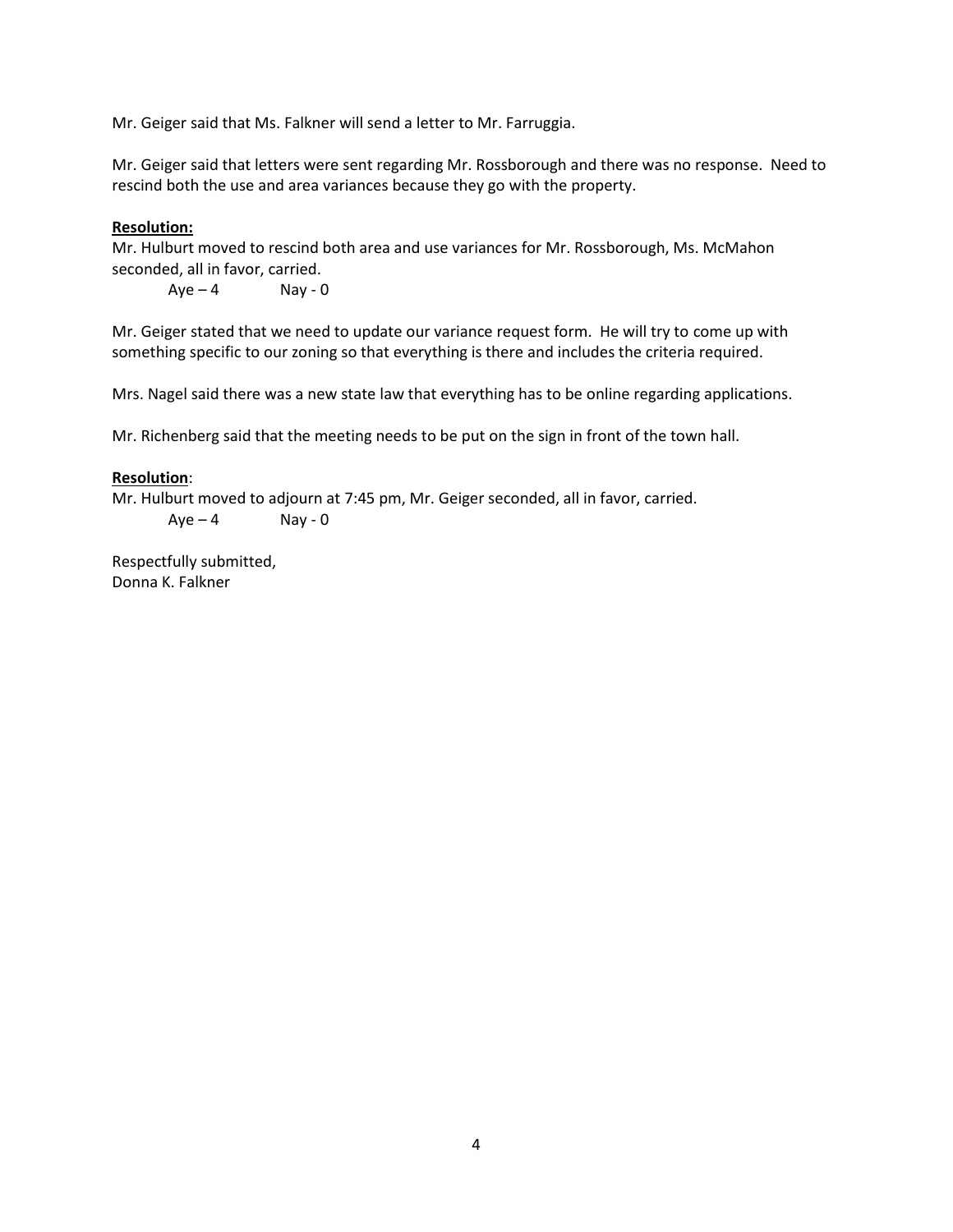Mr. Geiger said that Ms. Falkner will send a letter to Mr. Farruggia.

Mr. Geiger said that letters were sent regarding Mr. Rossborough and there was no response. Need to rescind both the use and area variances because they go with the property.

**Resolution:**
Mr. Hulburt moved to rescind both area and use variances for Mr. Rossborough, Ms. McMahon seconded, all in favor, carried.
Aye – 4 Nay - 0

Mr. Geiger stated that we need to update our variance request form. He will try to come up with something specific to our zoning so that everything is there and includes the criteria required.

Mrs. Nagel said there was a new state law that everything has to be online regarding applications.

Mr. Richenberg said that the meeting needs to be put on the sign in front of the town hall.

**Resolution**:
Mr. Hulburt moved to adjourn at 7:45 pm, Mr. Geiger seconded, all in favor, carried.
Aye – 4 Nay - 0

Respectfully submitted,
Donna K. Falkner